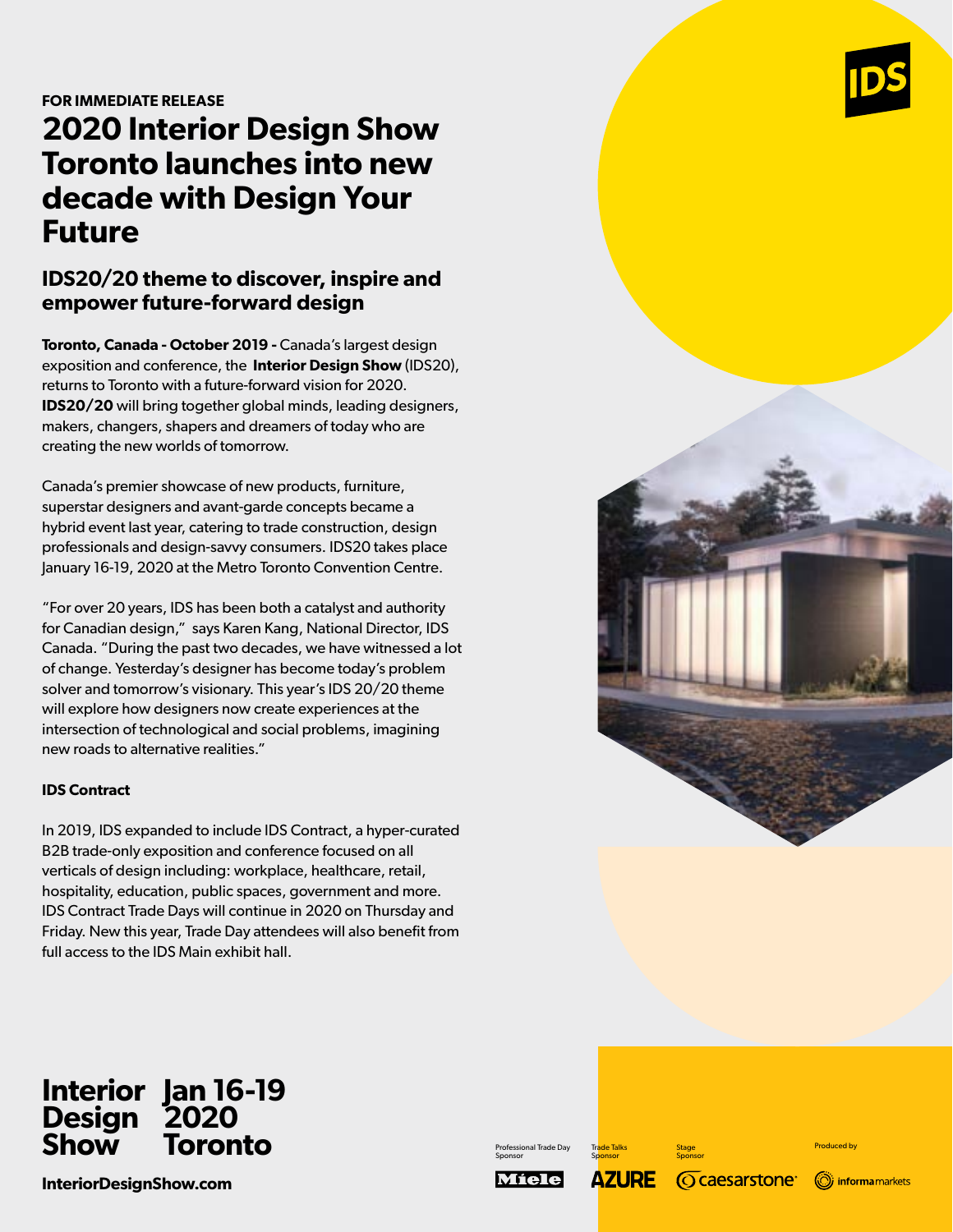**FOR IMMEDIATE RELEASE**

# 2020 Interior Design Show Toronto launches into new decade with Design Your Future

## IDS20/20 theme to discover, inspire and empower future-forward design

**Toronto, Canada - October 2019 -** Canada's largest design exposition and conference, the **Interior Design Show** (IDS20), returns to Toronto with a future-forward vision for 2020. **IDS20/20** will bring together global minds, leading designers, makers, changers, shapers and dreamers of today who are creating the new worlds of tomorrow.

Canada's premier showcase of new products, furniture, superstar designers and avant-garde concepts became a hybrid event last year, catering to trade construction, design professionals and design-savvy consumers. IDS20 takes place January 16-19, 2020 at the Metro Toronto Convention Centre.

"For over 20 years, IDS has been both a catalyst and authority for Canadian design," says Karen Kang, National Director, IDS Canada. "During the past two decades, we have witnessed a lot of change. Yesterday's designer has become today's problem solver and tomorrow's visionary. This year's IDS 20/20 theme will explore how designers now create experiences at the intersection of technological and social problems, imagining new roads to alternative realities."

**IDS Contract**

In 2019, IDS expanded to include IDS Contract, a hyper-curated B2B trade-only exposition and conference focused on all verticals of design including: workplace, healthcare, retail, hospitality, education, public spaces, government and more. IDS Contract Trade Days will continue in 2020 on Thursday and Friday. New this year, Trade Day attendees will also benefit from full access to the IDS Main exhibit hall.

**Interior Design Show**
**Jan 16-19 2020 Toronto**

**InteriorDesignShow.com**

Professional Trade Day Sponsor: Miele
Trade Talks Sponsor: AZURE
Stage Sponsor: caesarstone
Produced by: informa markets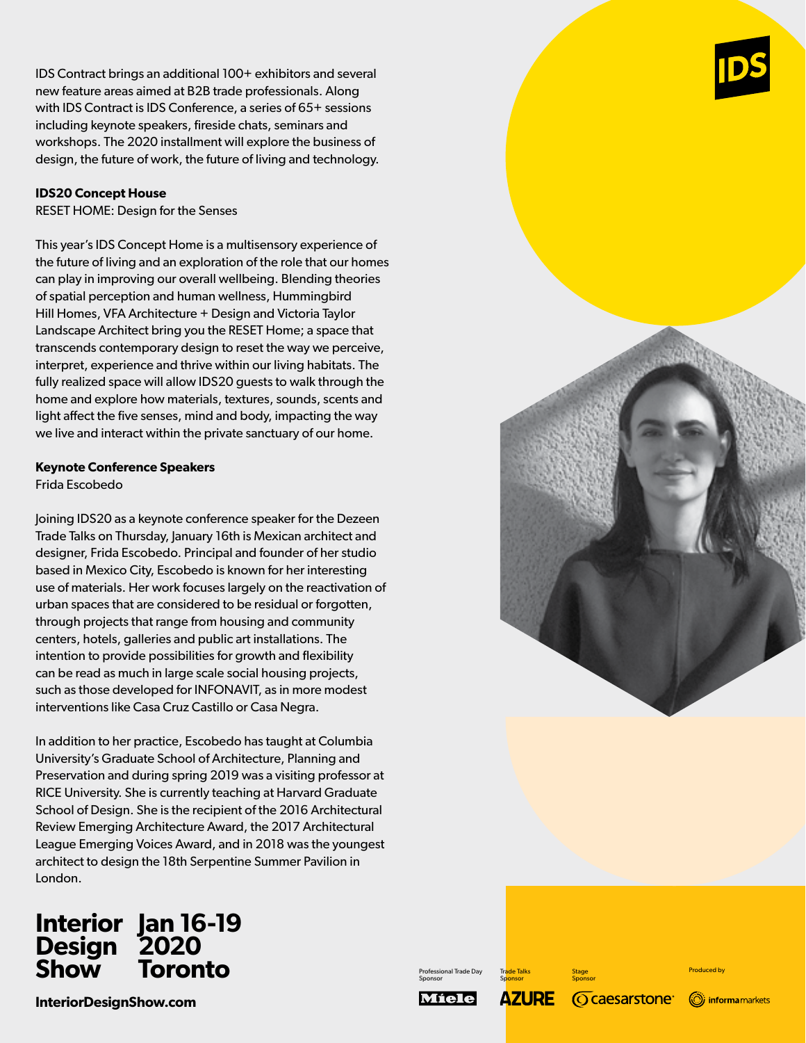IDS Contract brings an additional 100+ exhibitors and several new feature areas aimed at B2B trade professionals. Along with IDS Contract is IDS Conference, a series of 65+ sessions including keynote speakers, fireside chats, seminars and workshops. The 2020 installment will explore the business of design, the future of work, the future of living and technology.

**IDS20 Concept House**
RESET HOME: Design for the Senses

This year's IDS Concept Home is a multisensory experience of the future of living and an exploration of the role that our homes can play in improving our overall wellbeing. Blending theories of spatial perception and human wellness, Hummingbird Hill Homes, VFA Architecture + Design and Victoria Taylor Landscape Architect bring you the RESET Home; a space that transcends contemporary design to reset the way we perceive, interpret, experience and thrive within our living habitats. The fully realized space will allow IDS20 guests to walk through the home and explore how materials, textures, sounds, scents and light affect the five senses, mind and body, impacting the way we live and interact within the private sanctuary of our home.

**Keynote Conference Speakers**
Frida Escobedo

Joining IDS20 as a keynote conference speaker for the Dezeen Trade Talks on Thursday, January 16th is Mexican architect and designer, Frida Escobedo. Principal and founder of her studio based in Mexico City, Escobedo is known for her interesting use of materials. Her work focuses largely on the reactivation of urban spaces that are considered to be residual or forgotten, through projects that range from housing and community centers, hotels, galleries and public art installations. The intention to provide possibilities for growth and flexibility can be read as much in large scale social housing projects, such as those developed for INFONAVIT, as in more modest interventions like Casa Cruz Castillo or Casa Negra.

In addition to her practice, Escobedo has taught at Columbia University's Graduate School of Architecture, Planning and Preservation and during spring 2019 was a visiting professor at RICE University. She is currently teaching at Harvard Graduate School of Design. She is the recipient of the 2016 Architectural Review Emerging Architecture Award, the 2017 Architectural League Emerging Voices Award, and in 2018 was the youngest architect to design the 18th Serpentine Summer Pavilion in London.

**Interior Design Show** **Jan 16-19 2020 Toronto**

**InteriorDesignShow.com**

Professional Trade Day Sponsor: Miele
Trade Talks Sponsor: AZURE
Stage Sponsor: caesarstone
Produced by: informa markets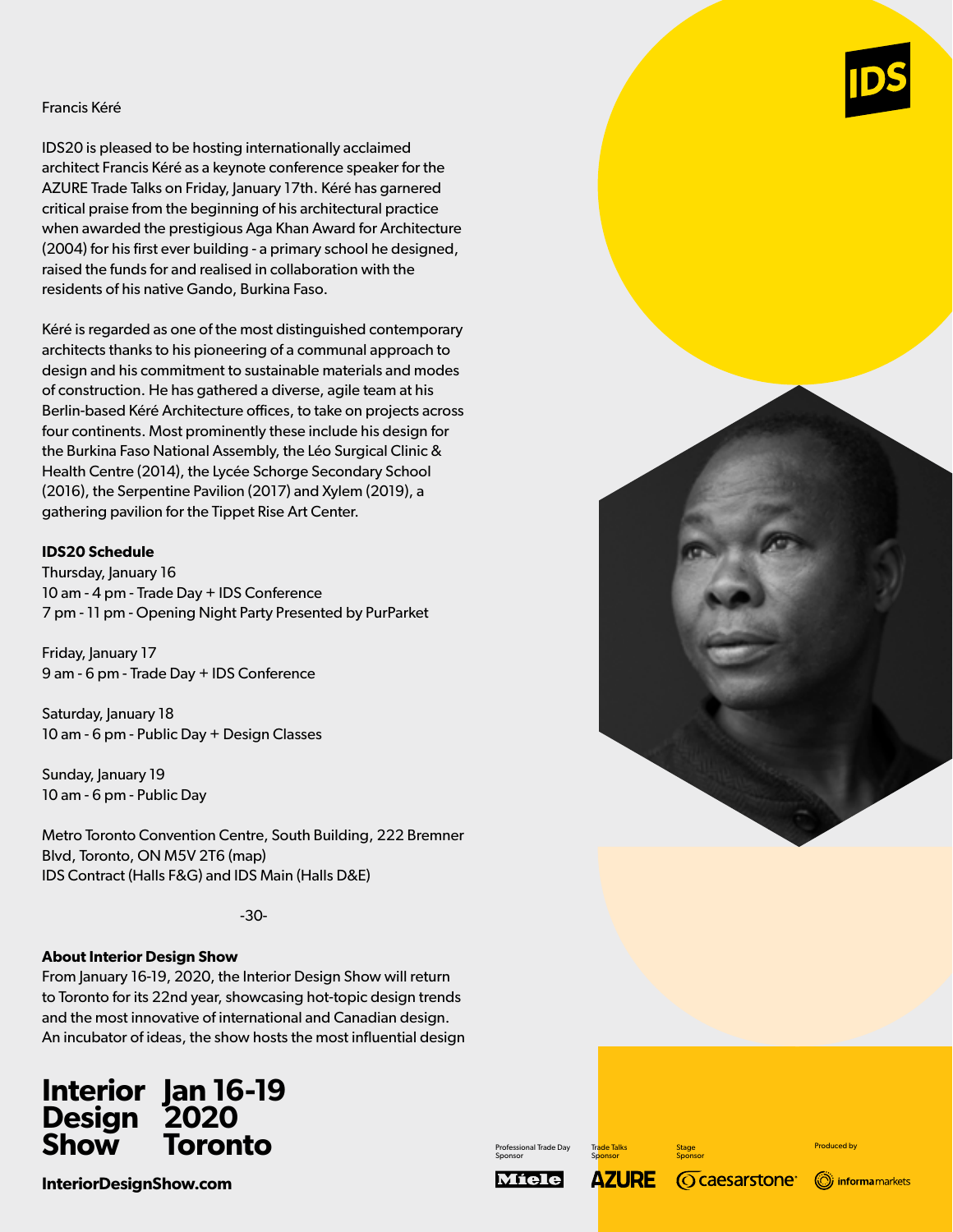Francis Kéré

IDS20 is pleased to be hosting internationally acclaimed architect Francis Kéré as a keynote conference speaker for the AZURE Trade Talks on Friday, January 17th. Kéré has garnered critical praise from the beginning of his architectural practice when awarded the prestigious Aga Khan Award for Architecture (2004) for his first ever building - a primary school he designed, raised the funds for and realised in collaboration with the residents of his native Gando, Burkina Faso.

Kéré is regarded as one of the most distinguished contemporary architects thanks to his pioneering of a communal approach to design and his commitment to sustainable materials and modes of construction. He has gathered a diverse, agile team at his Berlin-based Kéré Architecture offices, to take on projects across four continents. Most prominently these include his design for the Burkina Faso National Assembly, the Léo Surgical Clinic & Health Centre (2014), the Lycée Schorge Secondary School (2016), the Serpentine Pavilion (2017) and Xylem (2019), a gathering pavilion for the Tippet Rise Art Center.

**IDS20 Schedule**
Thursday, January 16
10 am - 4 pm - Trade Day + IDS Conference
7 pm - 11 pm - Opening Night Party Presented by PurParket

Friday, January 17
9 am - 6 pm - Trade Day + IDS Conference

Saturday, January 18
10 am - 6 pm - Public Day + Design Classes

Sunday, January 19
10 am - 6 pm - Public Day

Metro Toronto Convention Centre, South Building, 222 Bremner Blvd, Toronto, ON M5V 2T6 (map)
IDS Contract (Halls F&G) and IDS Main (Halls D&E)

-30-

**About Interior Design Show**
From January 16-19, 2020, the Interior Design Show will return to Toronto for its 22nd year, showcasing hot-topic design trends and the most innovative of international and Canadian design. An incubator of ideas, the show hosts the most influential design

**Interior Design Show** **Jan 16-19 2020 Toronto**

**InteriorDesignShow.com**

Professional Trade Day Sponsor: Miele
Trade Talks Sponsor: AZURE
Stage Sponsor: caesarstone
Produced by: informamarkets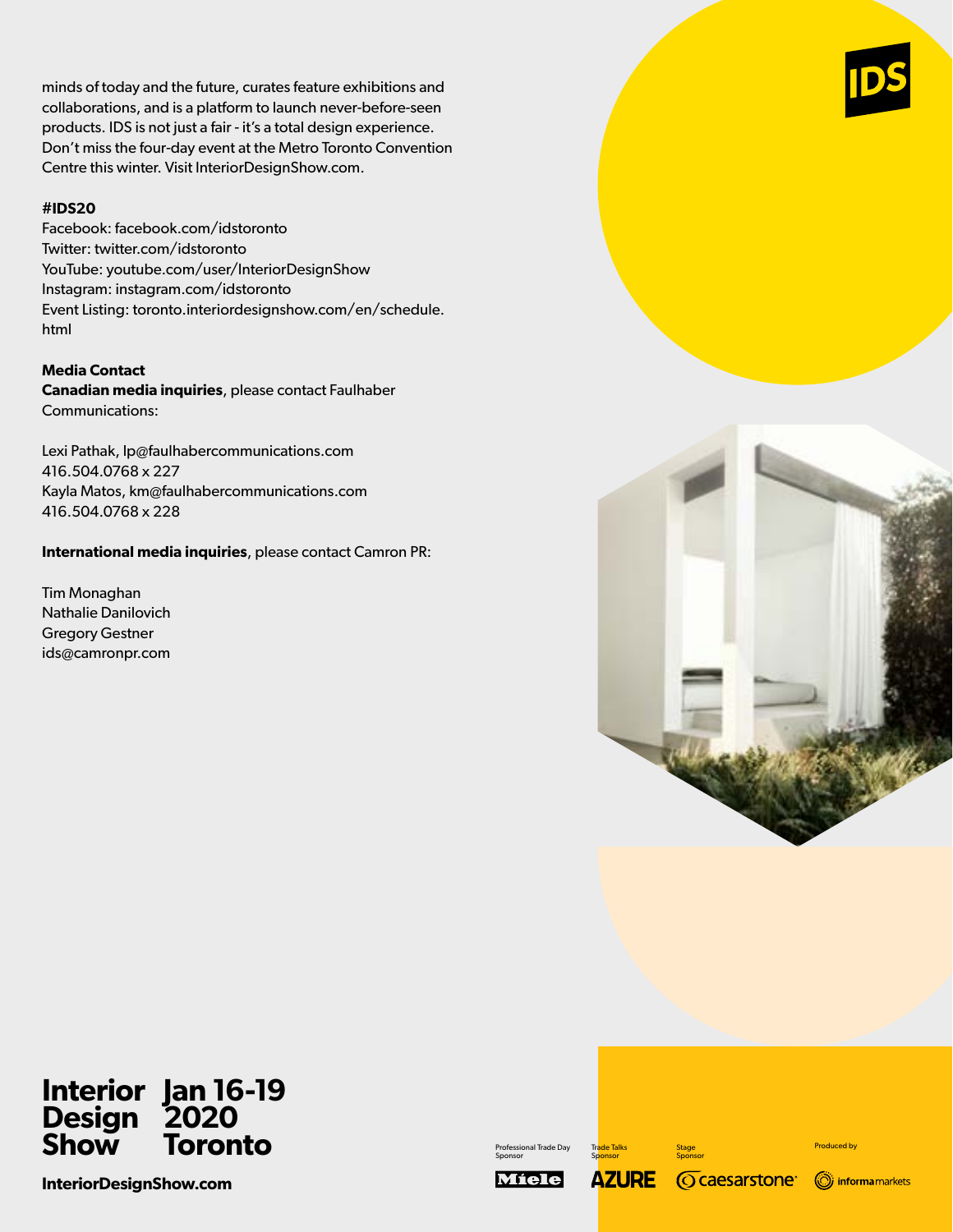minds of today and the future, curates feature exhibitions and collaborations, and is a platform to launch never-before-seen products. IDS is not just a fair - it's a total design experience. Don't miss the four-day event at the Metro Toronto Convention Centre this winter. Visit InteriorDesignShow.com.

**#IDS20**
Facebook: facebook.com/idstoronto
Twitter: twitter.com/idstoronto
YouTube: youtube.com/user/InteriorDesignShow
Instagram: instagram.com/idstoronto
Event Listing: toronto.interiordesignshow.com/en/schedule.html

**Media Contact**
**Canadian media inquiries**, please contact Faulhaber Communications:

Lexi Pathak, lp@faulhabercommunications.com
416.504.0768 x 227
Kayla Matos, km@faulhabercommunications.com
416.504.0768 x 228

**International media inquiries**, please contact Camron PR:

Tim Monaghan
Nathalie Danilovich
Gregory Gestner
ids@camronpr.com

**Interior Design Show**
**Jan 16-19 2020 Toronto**

**InteriorDesignShow.com**

Professional Trade Day Sponsor: Miele
Trade Talks Sponsor: AZURE
Stage Sponsor: caesarstone
Produced by: informa markets